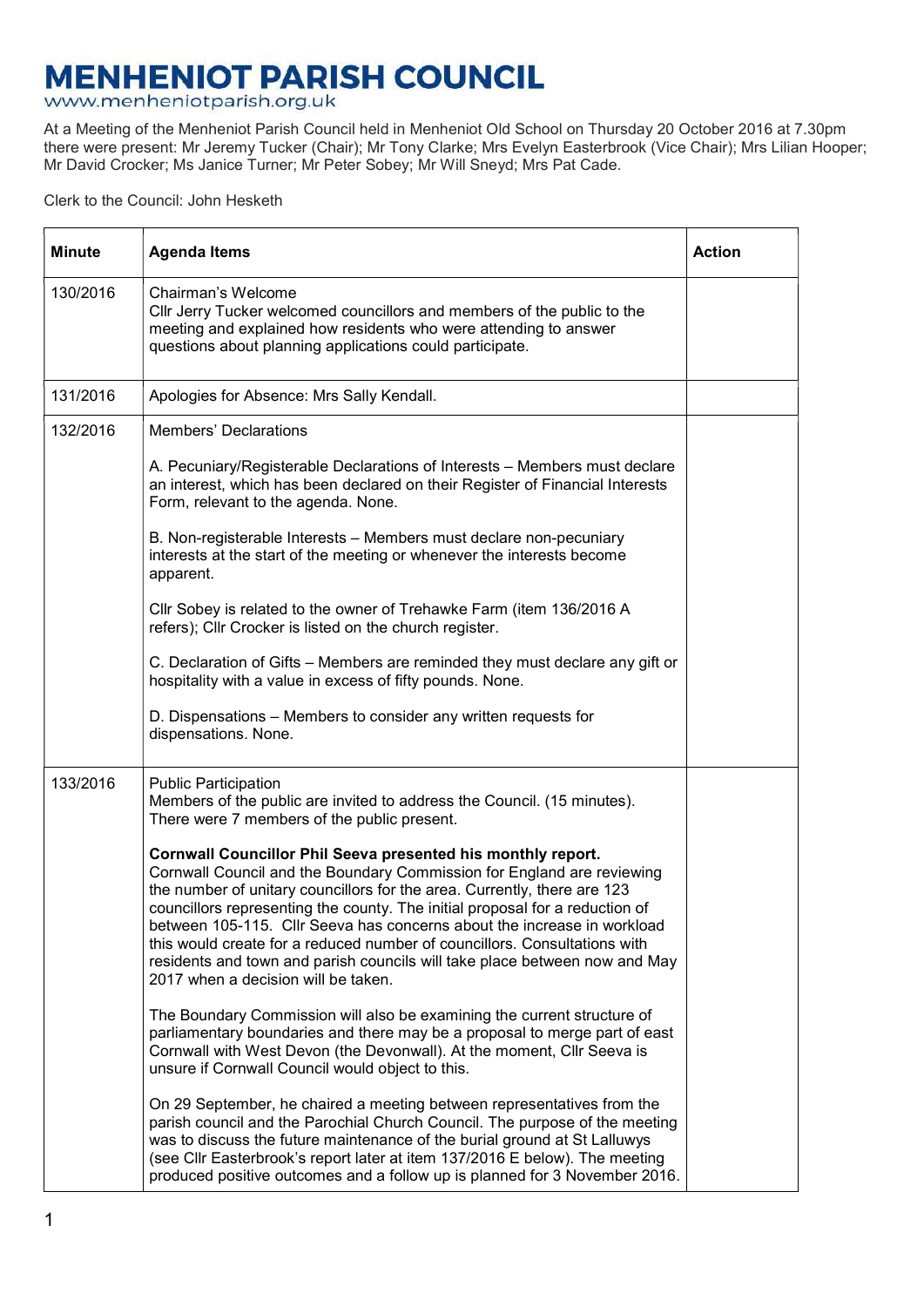# MENHENIOT PARISH COUNCIL

www.menheniotparish.org.uk

At a Meeting of the Menheniot Parish Council held in Menheniot Old School on Thursday 20 October 2016 at 7.30pm there were present: Mr Jeremy Tucker (Chair); Mr Tony Clarke; Mrs Evelyn Easterbrook (Vice Chair); Mrs Lilian Hooper; Mr David Crocker; Ms Janice Turner; Mr Peter Sobey; Mr Will Sneyd; Mrs Pat Cade.

Clerk to the Council: John Hesketh

| Minute | Agenda Items | Action |
|---|---|---|
| 130/2016 | Chairman's Welcome<br>Cllr Jerry Tucker welcomed councillors and members of the public to the meeting and explained how residents who were attending to answer questions about planning applications could participate. | |
| 131/2016 | Apologies for Absence: Mrs Sally Kendall. | |
| 132/2016 | Members' Declarations<br><br>A. Pecuniary/Registerable Declarations of Interests – Members must declare an interest, which has been declared on their Register of Financial Interests Form, relevant to the agenda. None.<br><br>B. Non-registerable Interests – Members must declare non-pecuniary interests at the start of the meeting or whenever the interests become apparent.<br><br>Cllr Sobey is related to the owner of Trehawke Farm (item 136/2016 A refers); Cllr Crocker is listed on the church register.<br><br>C. Declaration of Gifts – Members are reminded they must declare any gift or hospitality with a value in excess of fifty pounds. None.<br><br>D. Dispensations – Members to consider any written requests for dispensations. None. | |
| 133/2016 | Public Participation<br>Members of the public are invited to address the Council. (15 minutes). There were 7 members of the public present.<br><br>**Cornwall Councillor Phil Seeva presented his monthly report.**<br>Cornwall Council and the Boundary Commission for England are reviewing the number of unitary councillors for the area. Currently, there are 123 councillors representing the county. The initial proposal for a reduction of between 105-115. Cllr Seeva has concerns about the increase in workload this would create for a reduced number of councillors. Consultations with residents and town and parish councils will take place between now and May 2017 when a decision will be taken.<br><br>The Boundary Commission will also be examining the current structure of parliamentary boundaries and there may be a proposal to merge part of east Cornwall with West Devon (the Devonwall). At the moment, Cllr Seeva is unsure if Cornwall Council would object to this.<br><br>On 29 September, he chaired a meeting between representatives from the parish council and the Parochial Church Council. The purpose of the meeting was to discuss the future maintenance of the burial ground at St Lalluwys (see Cllr Easterbrook's report later at item 137/2016 E below). The meeting produced positive outcomes and a follow up is planned for 3 November 2016. | |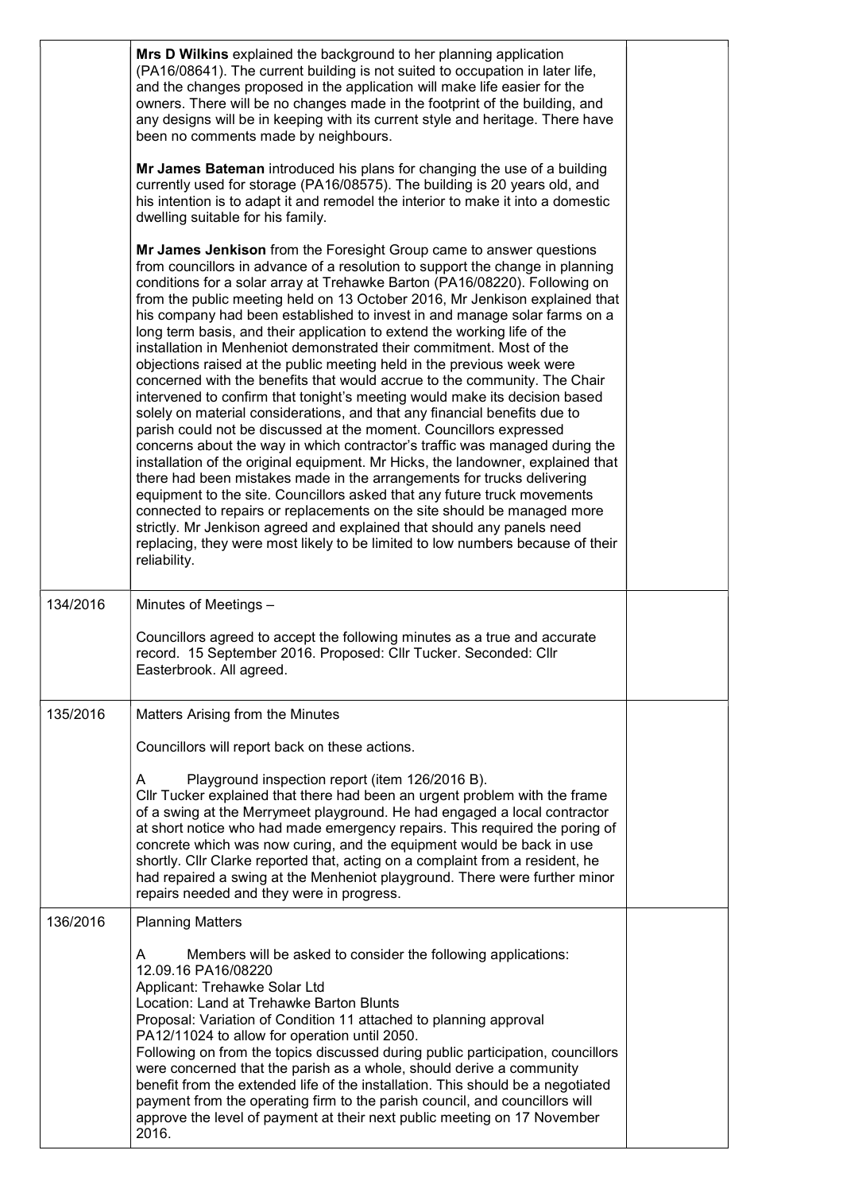| | | |
|---|---|---|
| | **Mrs D Wilkins** explained the background to her planning application (PA16/08641). The current building is not suited to occupation in later life, and the changes proposed in the application will make life easier for the owners. There will be no changes made in the footprint of the building, and any designs will be in keeping with its current style and heritage. There have been no comments made by neighbours.<br><br>**Mr James Bateman** introduced his plans for changing the use of a building currently used for storage (PA16/08575). The building is 20 years old, and his intention is to adapt it and remodel the interior to make it into a domestic dwelling suitable for his family.<br><br>**Mr James Jenkison** from the Foresight Group came to answer questions from councillors in advance of a resolution to support the change in planning conditions for a solar array at Trehawke Barton (PA16/08220). Following on from the public meeting held on 13 October 2016, Mr Jenkison explained that his company had been established to invest in and manage solar farms on a long term basis, and their application to extend the working life of the installation in Menheniot demonstrated their commitment. Most of the objections raised at the public meeting held in the previous week were concerned with the benefits that would accrue to the community. The Chair intervened to confirm that tonight's meeting would make its decision based solely on material considerations, and that any financial benefits due to parish could not be discussed at the moment. Councillors expressed concerns about the way in which contractor's traffic was managed during the installation of the original equipment. Mr Hicks, the landowner, explained that there had been mistakes made in the arrangements for trucks delivering equipment to the site. Councillors asked that any future truck movements connected to repairs or replacements on the site should be managed more strictly. Mr Jenkison agreed and explained that should any panels need replacing, they were most likely to be limited to low numbers because of their reliability. | |
| 134/2016 | Minutes of Meetings –<br><br>Councillors agreed to accept the following minutes as a true and accurate record. 15 September 2016. Proposed: Cllr Tucker. Seconded: Cllr Easterbrook. All agreed. | |
| 135/2016 | Matters Arising from the Minutes<br><br>Councillors will report back on these actions.<br><br>A Playground inspection report (item 126/2016 B).<br>Cllr Tucker explained that there had been an urgent problem with the frame of a swing at the Merrymeet playground. He had engaged a local contractor at short notice who had made emergency repairs. This required the poring of concrete which was now curing, and the equipment would be back in use shortly. Cllr Clarke reported that, acting on a complaint from a resident, he had repaired a swing at the Menheniot playground. There were further minor repairs needed and they were in progress. | |
| 136/2016 | Planning Matters<br><br>A Members will be asked to consider the following applications:<br>12.09.16 PA16/08220<br>Applicant: Trehawke Solar Ltd<br>Location: Land at Trehawke Barton Blunts<br>Proposal: Variation of Condition 11 attached to planning approval PA12/11024 to allow for operation until 2050.<br>Following on from the topics discussed during public participation, councillors were concerned that the parish as a whole, should derive a community benefit from the extended life of the installation. This should be a negotiated payment from the operating firm to the parish council, and councillors will approve the level of payment at their next public meeting on 17 November 2016. | |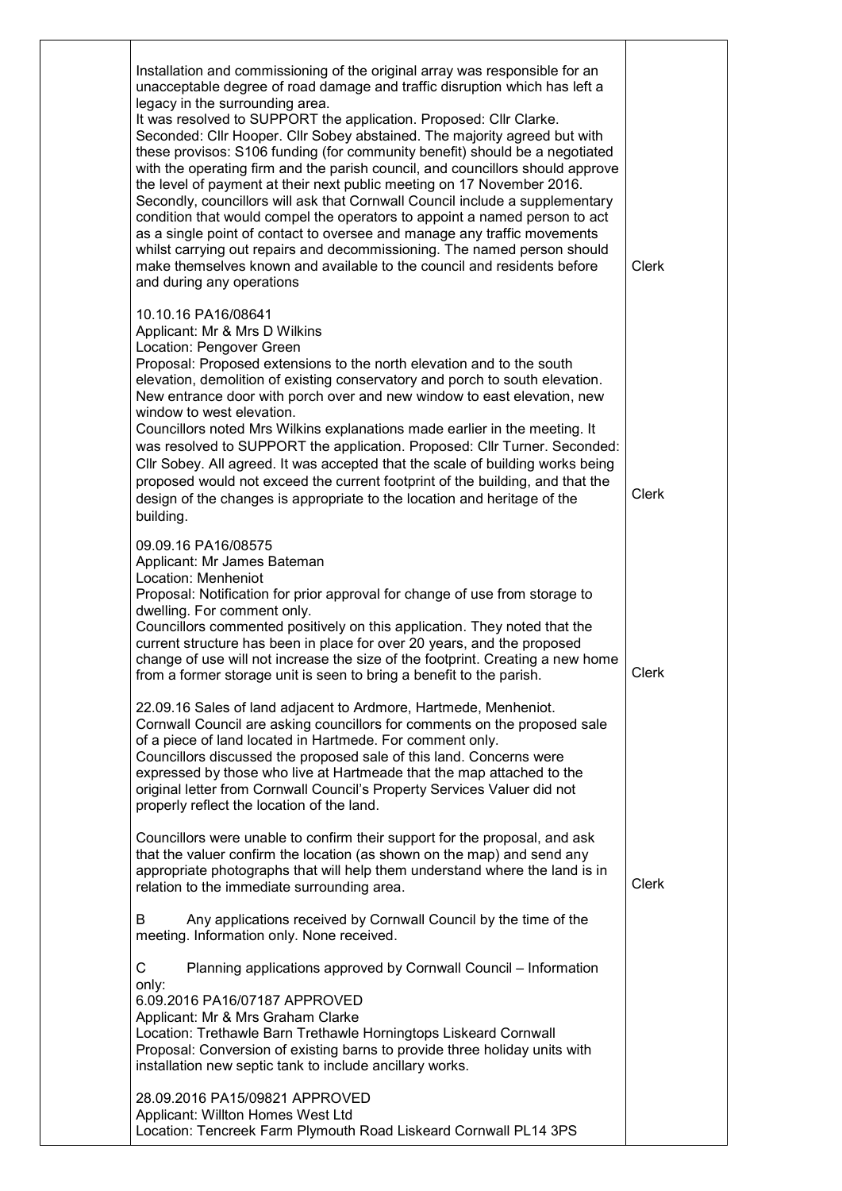| | | |
|---|---|---|
| | Installation and commissioning of the original array was responsible for an unacceptable degree of road damage and traffic disruption which has left a legacy in the surrounding area.<br>It was resolved to SUPPORT the application. Proposed: Cllr Clarke. Seconded: Cllr Hooper. Cllr Sobey abstained. The majority agreed but with these provisos: S106 funding (for community benefit) should be a negotiated with the operating firm and the parish council, and councillors should approve the level of payment at their next public meeting on 17 November 2016. Secondly, councillors will ask that Cornwall Council include a supplementary condition that would compel the operators to appoint a named person to act as a single point of contact to oversee and manage any traffic movements whilst carrying out repairs and decommissioning. The named person should make themselves known and available to the council and residents before and during any operations | Clerk |
| | 10.10.16 PA16/08641<br>Applicant: Mr & Mrs D Wilkins<br>Location: Pengover Green<br>Proposal: Proposed extensions to the north elevation and to the south elevation, demolition of existing conservatory and porch to south elevation. New entrance door with porch over and new window to east elevation, new window to west elevation.<br>Councillors noted Mrs Wilkins explanations made earlier in the meeting. It was resolved to SUPPORT the application. Proposed: Cllr Turner. Seconded: Cllr Sobey. All agreed. It was accepted that the scale of building works being proposed would not exceed the current footprint of the building, and that the design of the changes is appropriate to the location and heritage of the building. | Clerk |
| | 09.09.16 PA16/08575<br>Applicant: Mr James Bateman<br>Location: Menheniot<br>Proposal: Notification for prior approval for change of use from storage to dwelling. For comment only.<br>Councillors commented positively on this application. They noted that the current structure has been in place for over 20 years, and the proposed change of use will not increase the size of the footprint. Creating a new home from a former storage unit is seen to bring a benefit to the parish. | Clerk |
| | 22.09.16 Sales of land adjacent to Ardmore, Hartmede, Menheniot.<br>Cornwall Council are asking councillors for comments on the proposed sale of a piece of land located in Hartmede. For comment only.<br>Councillors discussed the proposed sale of this land. Concerns were expressed by those who live at Hartmeade that the map attached to the original letter from Cornwall Council's Property Services Valuer did not properly reflect the location of the land.<br><br>Councillors were unable to confirm their support for the proposal, and ask that the valuer confirm the location (as shown on the map) and send any appropriate photographs that will help them understand where the land is in relation to the immediate surrounding area. | Clerk |
| | B Any applications received by Cornwall Council by the time of the meeting. Information only. None received.<br><br>C Planning applications approved by Cornwall Council – Information only:<br>6.09.2016 PA16/07187 APPROVED<br>Applicant: Mr & Mrs Graham Clarke<br>Location: Trethawle Barn Trethawle Horningtops Liskeard Cornwall<br>Proposal: Conversion of existing barns to provide three holiday units with installation new septic tank to include ancillary works.<br><br>28.09.2016 PA15/09821 APPROVED<br>Applicant: Willton Homes West Ltd<br>Location: Tencreek Farm Plymouth Road Liskeard Cornwall PL14 3PS | |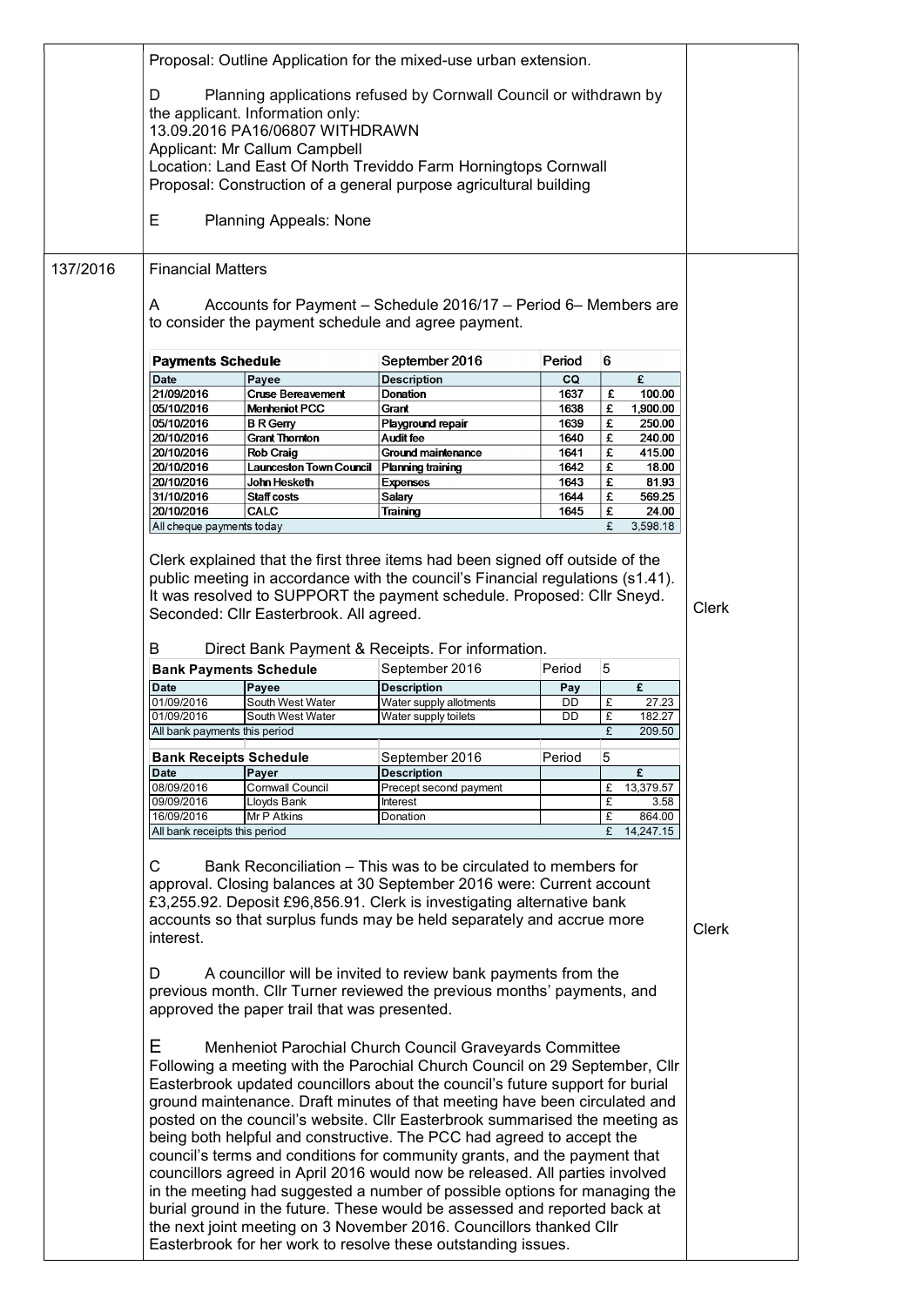Proposal: Outline Application for the mixed-use urban extension.

D Planning applications refused by Cornwall Council or withdrawn by the applicant. Information only:
13.09.2016 PA16/06807 WITHDRAWN
Applicant: Mr Callum Campbell
Location: Land East Of North Treviddo Farm Horningtops Cornwall
Proposal: Construction of a general purpose agricultural building

E Planning Appeals: None

137/2016 Financial Matters

A Accounts for Payment – Schedule 2016/17 – Period 6– Members are to consider the payment schedule and agree payment.

| **Payments Schedule** | | September 2016 | Period | 6 |
|---|---|---|---|---|
| **Date** | **Payee** | **Description** | **CQ** | **£** |
| 21/09/2016 | Cruse Bereavement | Donation | 1637 | £ 100.00 |
| 05/10/2016 | Menheniot PCC | Grant | 1638 | £ 1,900.00 |
| 05/10/2016 | B R Gerry | Playground repair | 1639 | £ 250.00 |
| 20/10/2016 | Grant Thornton | Audit fee | 1640 | £ 240.00 |
| 20/10/2016 | Rob Craig | Ground maintenance | 1641 | £ 415.00 |
| 20/10/2016 | Launceston Town Council | Planning training | 1642 | £ 18.00 |
| 20/10/2016 | John Hesketh | Expenses | 1643 | £ 81.93 |
| 31/10/2016 | Staff costs | Salary | 1644 | £ 569.25 |
| 20/10/2016 | CALC | Training | 1645 | £ 24.00 |
| All cheque payments today | | | | £ 3,598.18 |

Clerk explained that the first three items had been signed off outside of the public meeting in accordance with the council's Financial regulations (s1.41). It was resolved to SUPPORT the payment schedule. Proposed: Cllr Sneyd. Seconded: Cllr Easterbrook. All agreed.

Clerk

B Direct Bank Payment & Receipts. For information.

| **Bank Payments Schedule** | | September 2016 | Period | 5 |
|---|---|---|---|---|
| **Date** | **Payee** | **Description** | **Pay** | **£** |
| 01/09/2016 | South West Water | Water supply allotments | DD | £ 27.23 |
| 01/09/2016 | South West Water | Water supply toilets | DD | £ 182.27 |
| All bank payments this period | | | | £ 209.50 |

| **Bank Receipts Schedule** | | September 2016 | Period | 5 |
|---|---|---|---|---|
| **Date** | **Payer** | **Description** | | **£** |
| 08/09/2016 | Cornwall Council | Precept second payment | | £ 13,379.57 |
| 09/09/2016 | Lloyds Bank | Interest | | £ 3.58 |
| 16/09/2016 | Mr P Atkins | Donation | | £ 864.00 |
| All bank receipts this period | | | | £ 14,247.15 |

C Bank Reconciliation – This was to be circulated to members for approval. Closing balances at 30 September 2016 were: Current account £3,255.92. Deposit £96,856.91. Clerk is investigating alternative bank accounts so that surplus funds may be held separately and accrue more interest.

Clerk

D A councillor will be invited to review bank payments from the previous month. Cllr Turner reviewed the previous months' payments, and approved the paper trail that was presented.

E Menheniot Parochial Church Council Graveyards Committee
Following a meeting with the Parochial Church Council on 29 September, Cllr Easterbrook updated councillors about the council's future support for burial ground maintenance. Draft minutes of that meeting have been circulated and posted on the council's website. Cllr Easterbrook summarised the meeting as being both helpful and constructive. The PCC had agreed to accept the council's terms and conditions for community grants, and the payment that councillors agreed in April 2016 would now be released. All parties involved in the meeting had suggested a number of possible options for managing the burial ground in the future. These would be assessed and reported back at the next joint meeting on 3 November 2016. Councillors thanked Cllr Easterbrook for her work to resolve these outstanding issues.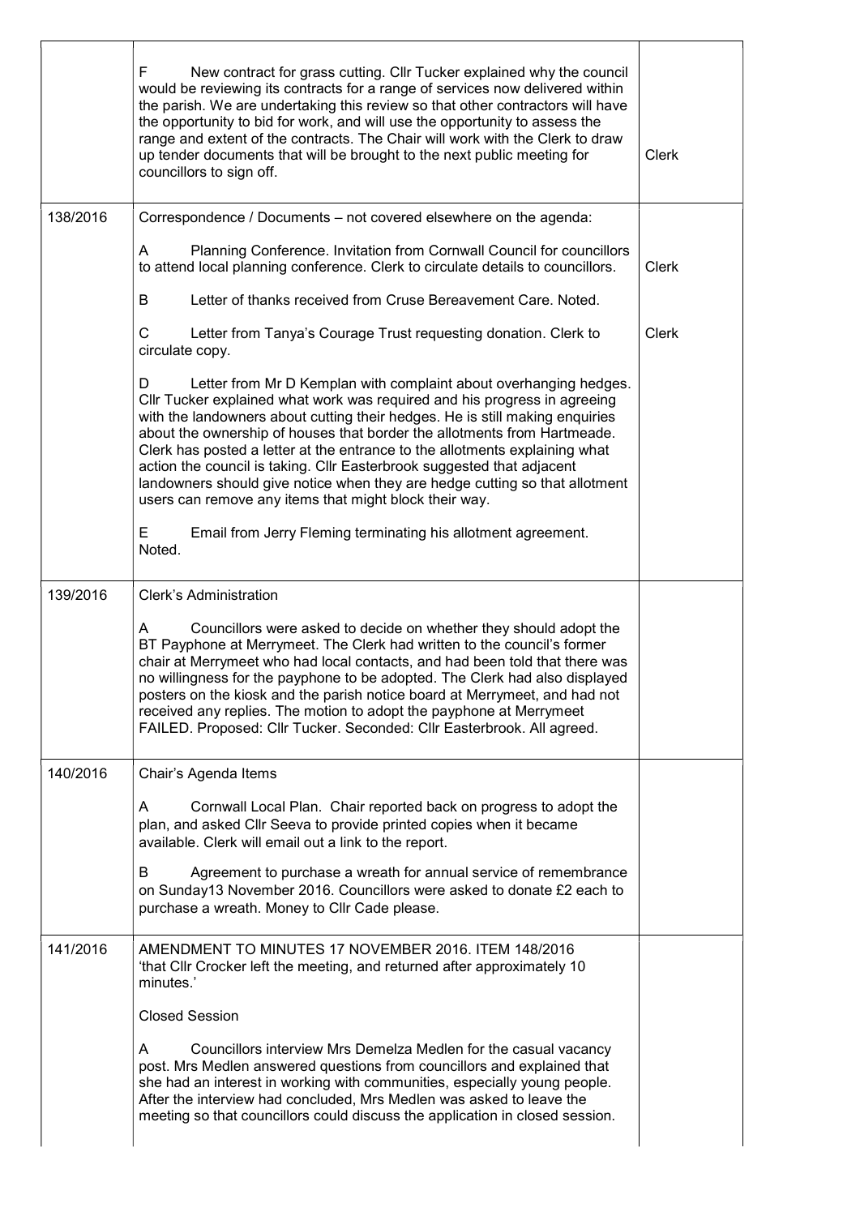| | | |
|---|---|---|
| | F New contract for grass cutting. Cllr Tucker explained why the council would be reviewing its contracts for a range of services now delivered within the parish. We are undertaking this review so that other contractors will have the opportunity to bid for work, and will use the opportunity to assess the range and extent of the contracts. The Chair will work with the Clerk to draw up tender documents that will be brought to the next public meeting for councillors to sign off. | Clerk |
| 138/2016 | Correspondence / Documents – not covered elsewhere on the agenda:<br><br>A Planning Conference. Invitation from Cornwall Council for councillors to attend local planning conference. Clerk to circulate details to councillors.<br><br>B Letter of thanks received from Cruse Bereavement Care. Noted.<br><br>C Letter from Tanya's Courage Trust requesting donation. Clerk to circulate copy.<br><br>D Letter from Mr D Kemplan with complaint about overhanging hedges. Cllr Tucker explained what work was required and his progress in agreeing with the landowners about cutting their hedges. He is still making enquiries about the ownership of houses that border the allotments from Hartmeade. Clerk has posted a letter at the entrance to the allotments explaining what action the council is taking. Cllr Easterbrook suggested that adjacent landowners should give notice when they are hedge cutting so that allotment users can remove any items that might block their way.<br><br>E Email from Jerry Fleming terminating his allotment agreement. Noted. | <br><br>Clerk<br><br><br><br>Clerk |
| 139/2016 | Clerk's Administration<br><br>A Councillors were asked to decide on whether they should adopt the BT Payphone at Merrymeet. The Clerk had written to the council's former chair at Merrymeet who had local contacts, and had been told that there was no willingness for the payphone to be adopted. The Clerk had also displayed posters on the kiosk and the parish notice board at Merrymeet, and had not received any replies. The motion to adopt the payphone at Merrymeet FAILED. Proposed: Cllr Tucker. Seconded: Cllr Easterbrook. All agreed. | |
| 140/2016 | Chair's Agenda Items<br><br>A Cornwall Local Plan. Chair reported back on progress to adopt the plan, and asked Cllr Seeva to provide printed copies when it became available. Clerk will email out a link to the report.<br><br>B Agreement to purchase a wreath for annual service of remembrance on Sunday13 November 2016. Councillors were asked to donate £2 each to purchase a wreath. Money to Cllr Cade please. | |
| 141/2016 | AMENDMENT TO MINUTES 17 NOVEMBER 2016. ITEM 148/2016 'that Cllr Crocker left the meeting, and returned after approximately 10 minutes.'<br><br>Closed Session<br><br>A Councillors interview Mrs Demelza Medlen for the casual vacancy post. Mrs Medlen answered questions from councillors and explained that she had an interest in working with communities, especially young people. After the interview had concluded, Mrs Medlen was asked to leave the meeting so that councillors could discuss the application in closed session. | |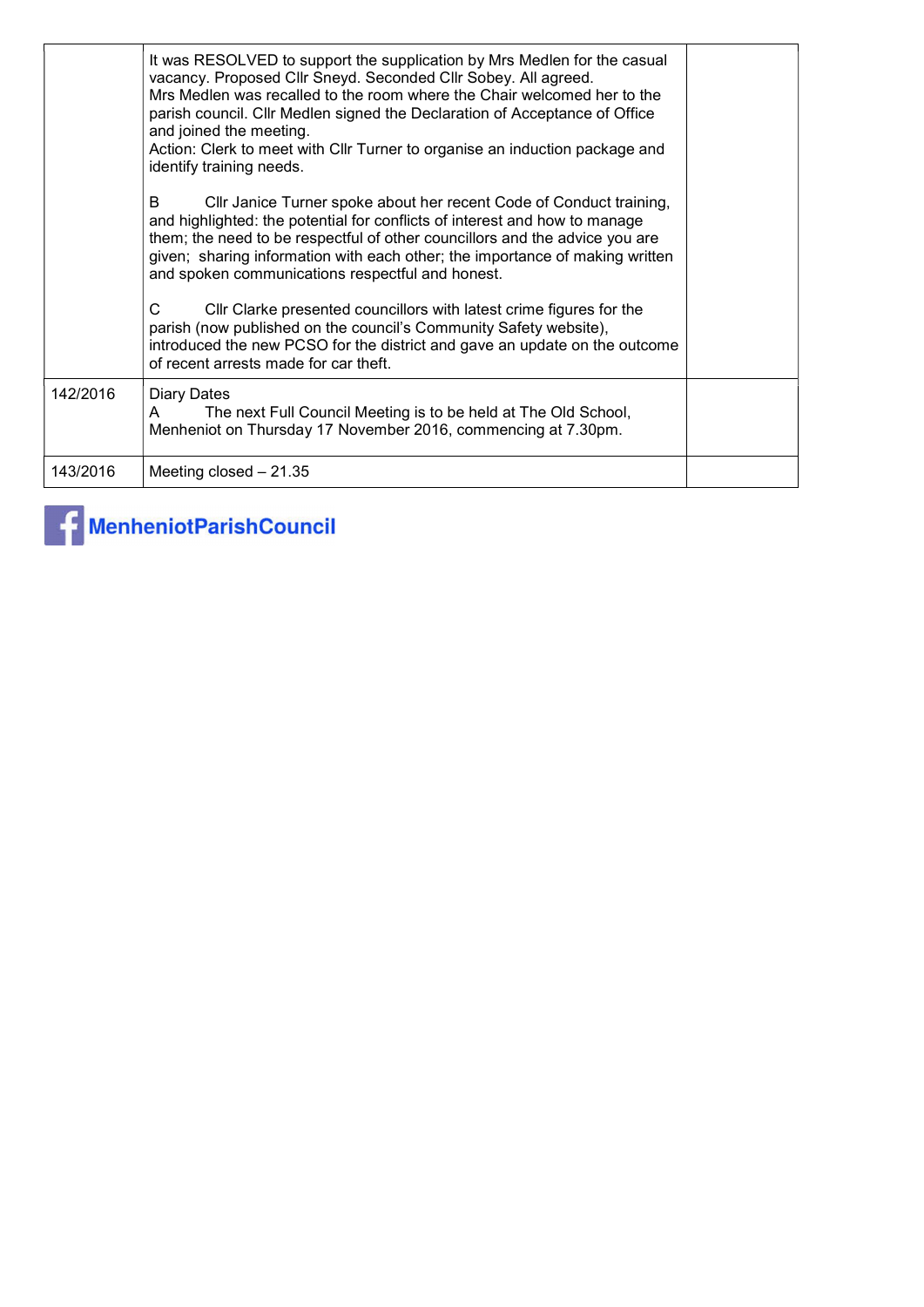| | | |
|---|---|---|
| | It was RESOLVED to support the supplication by Mrs Medlen for the casual vacancy. Proposed Cllr Sneyd. Seconded Cllr Sobey. All agreed.<br>Mrs Medlen was recalled to the room where the Chair welcomed her to the parish council. Cllr Medlen signed the Declaration of Acceptance of Office and joined the meeting.<br>Action: Clerk to meet with Cllr Turner to organise an induction package and identify training needs.<br><br>B Cllr Janice Turner spoke about her recent Code of Conduct training, and highlighted: the potential for conflicts of interest and how to manage them; the need to be respectful of other councillors and the advice you are given; sharing information with each other; the importance of making written and spoken communications respectful and honest.<br><br>C Cllr Clarke presented councillors with latest crime figures for the parish (now published on the council's Community Safety website), introduced the new PCSO for the district and gave an update on the outcome of recent arrests made for car theft. | |
| 142/2016 | Diary Dates<br>A The next Full Council Meeting is to be held at The Old School, Menheniot on Thursday 17 November 2016, commencing at 7.30pm. | |
| 143/2016 | Meeting closed – 21.35 | |

**MenheniotParishCouncil**